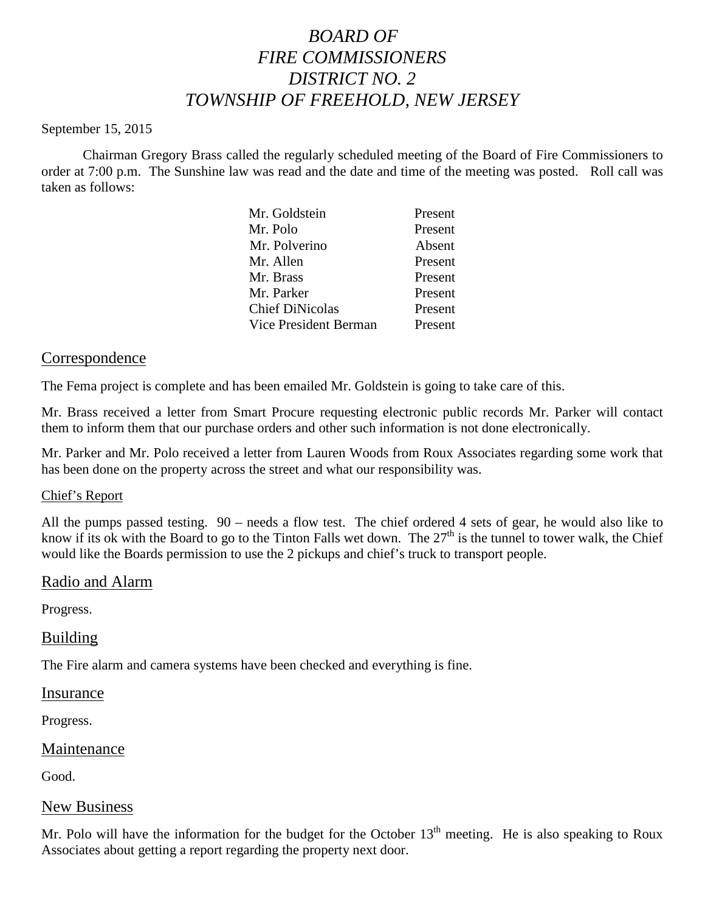# *BOARD OF FIRE COMMISSIONERS DISTRICT NO. 2 TOWNSHIP OF FREEHOLD, NEW JERSEY*

September 15, 2015

Chairman Gregory Brass called the regularly scheduled meeting of the Board of Fire Commissioners to order at 7:00 p.m. The Sunshine law was read and the date and time of the meeting was posted. Roll call was taken as follows:

| | |
|---|---|
| Mr. Goldstein | Present |
| Mr. Polo | Present |
| Mr. Polverino | Absent |
| Mr. Allen | Present |
| Mr. Brass | Present |
| Mr. Parker | Present |
| Chief DiNicolas | Present |
| Vice President Berman | Present |

## Correspondence

The Fema project is complete and has been emailed Mr. Goldstein is going to take care of this.

Mr. Brass received a letter from Smart Procure requesting electronic public records Mr. Parker will contact them to inform them that our purchase orders and other such information is not done electronically.

Mr. Parker and Mr. Polo received a letter from Lauren Woods from Roux Associates regarding some work that has been done on the property across the street and what our responsibility was.

### Chief's Report

All the pumps passed testing. 90 – needs a flow test. The chief ordered 4 sets of gear, he would also like to know if its ok with the Board to go to the Tinton Falls wet down. The 27th is the tunnel to tower walk, the Chief would like the Boards permission to use the 2 pickups and chief's truck to transport people.

## Radio and Alarm

Progress.

## Building

The Fire alarm and camera systems have been checked and everything is fine.

## Insurance

Progress.

## Maintenance

Good.

## New Business

Mr. Polo will have the information for the budget for the October 13th meeting. He is also speaking to Roux Associates about getting a report regarding the property next door.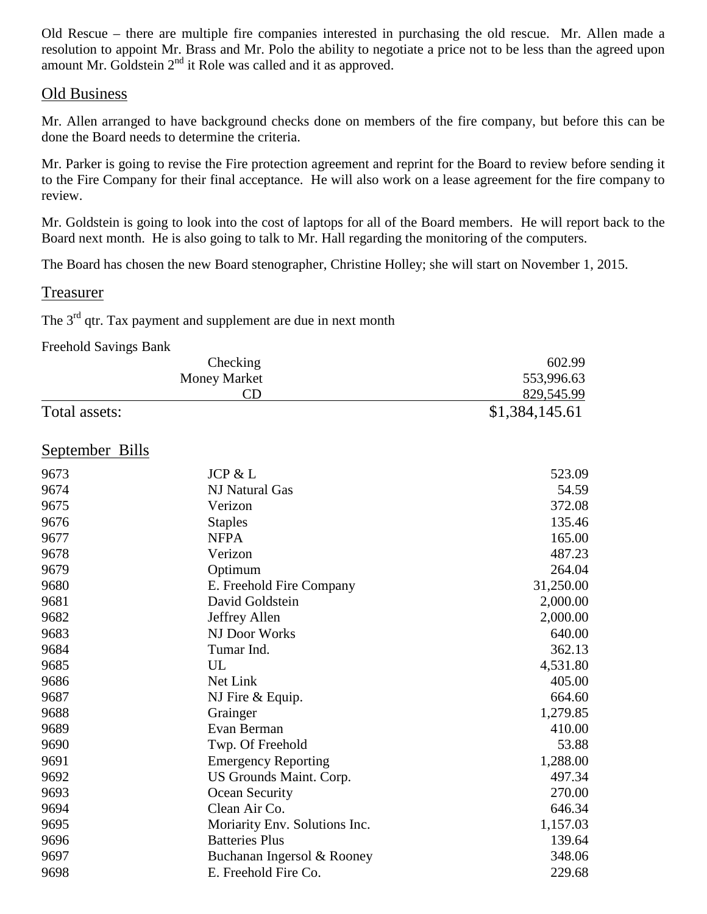Old Rescue – there are multiple fire companies interested in purchasing the old rescue. Mr. Allen made a resolution to appoint Mr. Brass and Mr. Polo the ability to negotiate a price not to be less than the agreed upon amount Mr. Goldstein 2nd it Role was called and it as approved.

## Old Business

Mr. Allen arranged to have background checks done on members of the fire company, but before this can be done the Board needs to determine the criteria.

Mr. Parker is going to revise the Fire protection agreement and reprint for the Board to review before sending it to the Fire Company for their final acceptance. He will also work on a lease agreement for the fire company to review.

Mr. Goldstein is going to look into the cost of laptops for all of the Board members. He will report back to the Board next month. He is also going to talk to Mr. Hall regarding the monitoring of the computers.

The Board has chosen the new Board stenographer, Christine Holley; she will start on November 1, 2015.

## Treasurer

The 3rd qtr. Tax payment and supplement are due in next month

Freehold Savings Bank

| | | |
|---|---|---|
| | Checking | 602.99 |
| | Money Market | 553,996.63 |
| | CD | 829,545.99 |
| Total assets: | | $1,384,145.61 |

## September Bills

| | | |
|---|---|---|
| 9673 | JCP & L | 523.09 |
| 9674 | NJ Natural Gas | 54.59 |
| 9675 | Verizon | 372.08 |
| 9676 | Staples | 135.46 |
| 9677 | NFPA | 165.00 |
| 9678 | Verizon | 487.23 |
| 9679 | Optimum | 264.04 |
| 9680 | E. Freehold Fire Company | 31,250.00 |
| 9681 | David Goldstein | 2,000.00 |
| 9682 | Jeffrey Allen | 2,000.00 |
| 9683 | NJ Door Works | 640.00 |
| 9684 | Tumar Ind. | 362.13 |
| 9685 | UL | 4,531.80 |
| 9686 | Net Link | 405.00 |
| 9687 | NJ Fire & Equip. | 664.60 |
| 9688 | Grainger | 1,279.85 |
| 9689 | Evan Berman | 410.00 |
| 9690 | Twp. Of Freehold | 53.88 |
| 9691 | Emergency Reporting | 1,288.00 |
| 9692 | US Grounds Maint. Corp. | 497.34 |
| 9693 | Ocean Security | 270.00 |
| 9694 | Clean Air Co. | 646.34 |
| 9695 | Moriarity Env. Solutions Inc. | 1,157.03 |
| 9696 | Batteries Plus | 139.64 |
| 9697 | Buchanan Ingersol & Rooney | 348.06 |
| 9698 | E. Freehold Fire Co. | 229.68 |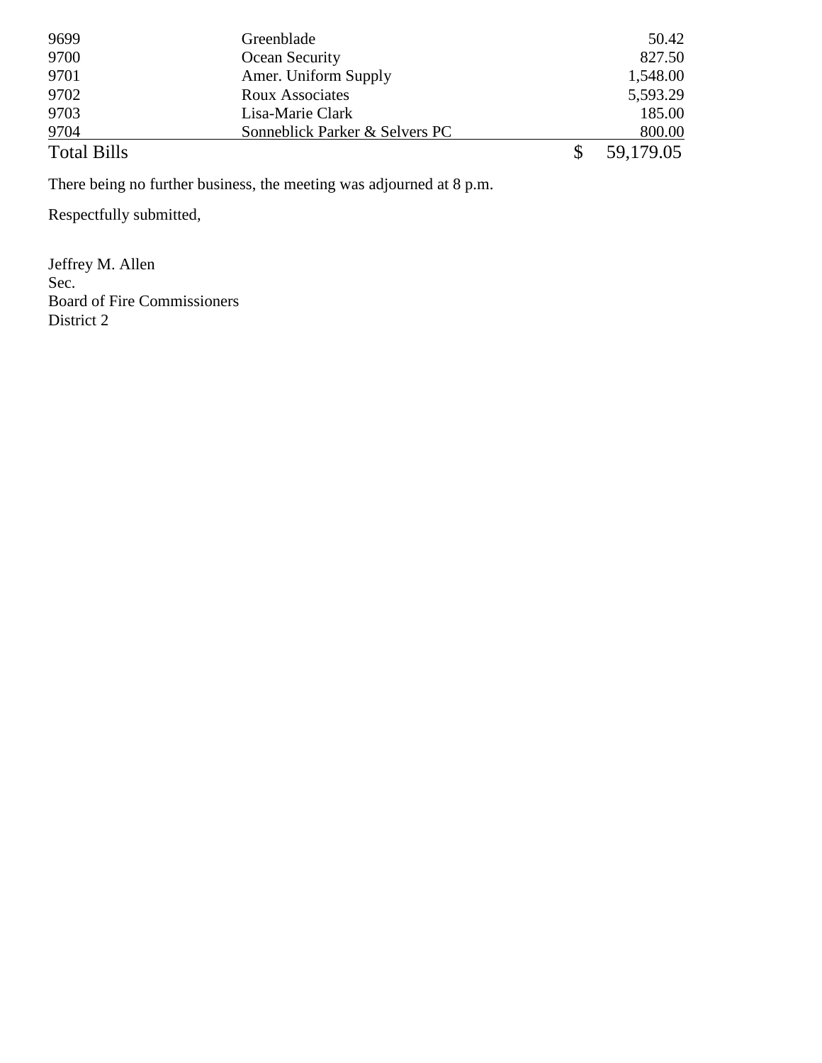| | | |
|---|---|---|
| 9699 | Greenblade | 50.42 |
| 9700 | Ocean Security | 827.50 |
| 9701 | Amer. Uniform Supply | 1,548.00 |
| 9702 | Roux Associates | 5,593.29 |
| 9703 | Lisa-Marie Clark | 185.00 |
| 9704 | Sonneblick Parker & Selvers PC | 800.00 |
| Total Bills | | $ 59,179.05 |

There being no further business, the meeting was adjourned at 8 p.m.

Respectfully submitted,

Jeffrey M. Allen
Sec.
Board of Fire Commissioners
District 2